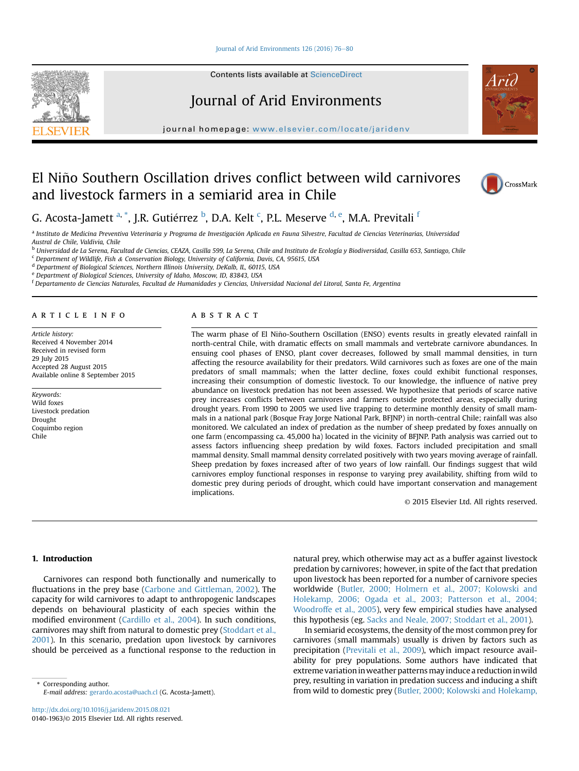# El Niño Southern Oscillation drives conflict between wild carnivores and livestock farmers in a semiarid area in Chile

G. Acosta-Jamett [a,*], J.R. Gutiérrez [b], D.A. Kelt [c], P.L. Meserve [d,e], M.A. Previtali [f]

[a] Instituto de Medicina Preventiva Veterinaria y Programa de Investigación Aplicada en Fauna Silvestre, Facultad de Ciencias Veterinarias, Universidad Austral de Chile, Valdivia, Chile

[b] Universidad de La Serena, Facultad de Ciencias, CEAZA, Casilla 599, La Serena, Chile and Instituto de Ecología y Biodiversidad, Casilla 653, Santiago, Chile

[c] Department of Wildlife, Fish & Conservation Biology, University of California, Davis, CA, 95615, USA

[d] Department of Biological Sciences, Northern Illinois University, DeKalb, IL, 60115, USA

[e] Department of Biological Sciences, University of Idaho, Moscow, ID, 83843, USA

[f] Departamento de Ciencias Naturales, Facultad de Humanidades y Ciencias, Universidad Nacional del Litoral, Santa Fe, Argentina

## ARTICLE INFO

*Article history:*
Received 4 November 2014
Received in revised form 29 July 2015
Accepted 28 August 2015
Available online 8 September 2015

*Keywords:*
Wild foxes
Livestock predation
Drought
Coquimbo region
Chile

## ABSTRACT

The warm phase of El Niño-Southern Oscillation (ENSO) events results in greatly elevated rainfall in north-central Chile, with dramatic effects on small mammals and vertebrate carnivore abundances. In ensuing cool phases of ENSO, plant cover decreases, followed by small mammal densities, in turn affecting the resource availability for their predators. Wild carnivores such as foxes are one of the main predators of small mammals; when the latter decline, foxes could exhibit functional responses, increasing their consumption of domestic livestock. To our knowledge, the influence of native prey abundance on livestock predation has not been assessed. We hypothesize that periods of scarce native prey increases conflicts between carnivores and farmers outside protected areas, especially during drought years. From 1990 to 2005 we used live trapping to determine monthly density of small mammals in a national park (Bosque Fray Jorge National Park, BFJNP) in north-central Chile; rainfall was also monitored. We calculated an index of predation as the number of sheep predated by foxes annually on one farm (encompassing ca. 45,000 ha) located in the vicinity of BFJNP. Path analysis was carried out to assess factors influencing sheep predation by wild foxes. Factors included precipitation and small mammal density. Small mammal density correlated positively with two years moving average of rainfall. Sheep predation by foxes increased after of two years of low rainfall. Our findings suggest that wild carnivores employ functional responses in response to varying prey availability, shifting from wild to domestic prey during periods of drought, which could have important conservation and management implications.

© 2015 Elsevier Ltd. All rights reserved.

## 1. Introduction

Carnivores can respond both functionally and numerically to fluctuations in the prey base (Carbone and Gittleman, 2002). The capacity for wild carnivores to adapt to anthropogenic landscapes depends on behavioural plasticity of each species within the modified environment (Cardillo et al., 2004). In such conditions, carnivores may shift from natural to domestic prey (Stoddart et al., 2001). In this scenario, predation upon livestock by carnivores should be perceived as a functional response to the reduction in natural prey, which otherwise may act as a buffer against livestock predation by carnivores; however, in spite of the fact that predation upon livestock has been reported for a number of carnivore species worldwide (Butler, 2000; Holmern et al., 2007; Kolowski and Holekamp, 2006; Ogada et al., 2003; Patterson et al., 2004; Woodroffe et al., 2005), very few empirical studies have analysed this hypothesis (eg. Sacks and Neale, 2007; Stoddart et al., 2001).

In semiarid ecosystems, the density of the most common prey for carnivores (small mammals) usually is driven by factors such as precipitation (Previtali et al., 2009), which impact resource availability for prey populations. Some authors have indicated that extreme variation in weather patterns may induce a reduction in wild prey, resulting in variation in predation success and inducing a shift from wild to domestic prey (Butler, 2000; Kolowski and Holekamp,

\* Corresponding author.
*E-mail address:* gerardo.acosta@uach.cl (G. Acosta-Jamett).

http://dx.doi.org/10.1016/j.jaridenv.2015.08.021
0140-1963/© 2015 Elsevier Ltd. All rights reserved.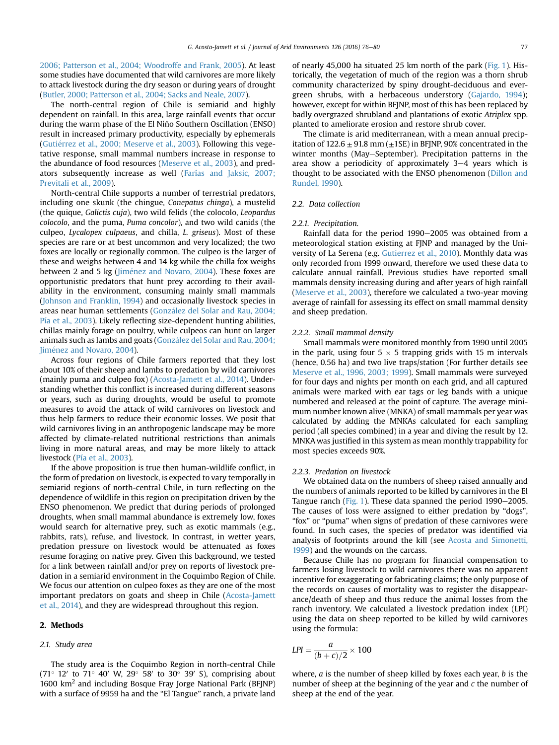2006; Patterson et al., 2004; Woodroffe and Frank, 2005). At least some studies have documented that wild carnivores are more likely to attack livestock during the dry season or during years of drought (Butler, 2000; Patterson et al., 2004; Sacks and Neale, 2007).

The north-central region of Chile is semiarid and highly dependent on rainfall. In this area, large rainfall events that occur during the warm phase of the El Niño Southern Oscillation (ENSO) result in increased primary productivity, especially by ephemerals (Gutiérrez et al., 2000; Meserve et al., 2003). Following this vegetative response, small mammal numbers increase in response to the abundance of food resources (Meserve et al., 2003), and predators subsequently increase as well (Farías and Jaksic, 2007; Previtali et al., 2009).

North-central Chile supports a number of terrestrial predators, including one skunk (the chingue, *Conepatus chinga*), a mustelid (the quique, *Galictis cuja*), two wild felids (the colocolo, *Leopardus colocolo*, and the puma, *Puma concolor*), and two wild canids (the culpeo, *Lycalopex culpaeus*, and chilla, *L. griseus*). Most of these species are rare or at best uncommon and very localized; the two foxes are locally or regionally common. The culpeo is the larger of these and weighs between 4 and 14 kg while the chilla fox weighs between 2 and 5 kg (Jiménez and Novaro, 2004). These foxes are opportunistic predators that hunt prey according to their availability in the environment, consuming mainly small mammals (Johnson and Franklin, 1994) and occasionally livestock species in areas near human settlements (González del Solar and Rau, 2004; Pía et al., 2003). Likely reflecting size-dependent hunting abilities, chillas mainly forage on poultry, while culpeos can hunt on larger animals such as lambs and goats (González del Solar and Rau, 2004; Jiménez and Novaro, 2004).

Across four regions of Chile farmers reported that they lost about 10% of their sheep and lambs to predation by wild carnivores (mainly puma and culpeo fox) (Acosta-Jamett et al., 2014). Understanding whether this conflict is increased during different seasons or years, such as during droughts, would be useful to promote measures to avoid the attack of wild carnivores on livestock and thus help farmers to reduce their economic losses. We posit that wild carnivores living in an anthropogenic landscape may be more affected by climate-related nutritional restrictions than animals living in more natural areas, and may be more likely to attack livestock (Pía et al., 2003).

If the above proposition is true then human-wildlife conflict, in the form of predation on livestock, is expected to vary temporally in semiarid regions of north-central Chile, in turn reflecting on the dependence of wildlife in this region on precipitation driven by the ENSO phenomenon. We predict that during periods of prolonged droughts, when small mammal abundance is extremely low, foxes would search for alternative prey, such as exotic mammals (e.g., rabbits, rats), refuse, and livestock. In contrast, in wetter years, predation pressure on livestock would be attenuated as foxes resume foraging on native prey. Given this background, we tested for a link between rainfall and/or prey on reports of livestock predation in a semiarid environment in the Coquimbo Region of Chile. We focus our attention on culpeo foxes as they are one of the most important predators on goats and sheep in Chile (Acosta-Jamett et al., 2014), and they are widespread throughout this region.

## 2. Methods

### 2.1. Study area

The study area is the Coquimbo Region in north-central Chile (71° 12′ to 71° 40′ W, 29° 58′ to 30° 39′ S), comprising about 1600 km$^2$ and including Bosque Fray Jorge National Park (BFJNP) with a surface of 9959 ha and the "El Tangue" ranch, a private land of nearly 45,000 ha situated 25 km north of the park (Fig. 1). Historically, the vegetation of much of the region was a thorn shrub community characterized by spiny drought-deciduous and evergreen shrubs, with a herbaceous understory (Gajardo, 1994); however, except for within BFJNP, most of this has been replaced by badly overgrazed shrubland and plantations of exotic *Atriplex* spp. planted to ameliorate erosion and restore shrub cover.

The climate is arid mediterranean, with a mean annual precipitation of 122.6 ± 91.8 mm (±1SE) in BFJNP, 90% concentrated in the winter months (May–September). Precipitation patterns in the area show a periodicity of approximately 3–4 years which is thought to be associated with the ENSO phenomenon (Dillon and Rundel, 1990).

### 2.2. Data collection

#### 2.2.1. Precipitation.

Rainfall data for the period 1990–2005 was obtained from a meteorological station existing at FJNP and managed by the University of La Serena (e.g. Gutierrez et al., 2010). Monthly data was only recorded from 1999 onward, therefore we used these data to calculate annual rainfall. Previous studies have reported small mammals density increasing during and after years of high rainfall (Meserve et al., 2003), therefore we calculated a two-year moving average of rainfall for assessing its effect on small mammal density and sheep predation.

#### 2.2.2. Small mammal density

Small mammals were monitored monthly from 1990 until 2005 in the park, using four 5 × 5 trapping grids with 15 m intervals (hence, 0.56 ha) and two live traps/station (For further details see Meserve et al., 1996, 2003; 1999). Small mammals were surveyed for four days and nights per month on each grid, and all captured animals were marked with ear tags or leg bands with a unique numbered and released at the point of capture. The average minimum number known alive (MNKA) of small mammals per year was calculated by adding the MNKAs calculated for each sampling period (all species combined) in a year and diving the result by 12. MNKA was justified in this system as mean monthly trappability for most species exceeds 90%.

#### 2.2.3. Predation on livestock

We obtained data on the numbers of sheep raised annually and the numbers of animals reported to be killed by carnivores in the El Tangue ranch (Fig. 1). These data spanned the period 1990–2005. The causes of loss were assigned to either predation by "dogs", "fox" or "puma" when signs of predation of these carnivores were found. In such cases, the species of predator was identified via analysis of footprints around the kill (see Acosta and Simonetti, 1999) and the wounds on the carcass.

Because Chile has no program for financial compensation to farmers losing livestock to wild carnivores there was no apparent incentive for exaggerating or fabricating claims; the only purpose of the records on causes of mortality was to register the disappearance/death of sheep and thus reduce the animal losses from the ranch inventory. We calculated a livestock predation index (LPI) using the data on sheep reported to be killed by wild carnivores using the formula:

$$LPI = \frac{a}{(b+c)/2} \times 100$$

where, $a$ is the number of sheep killed by foxes each year, $b$ is the number of sheep at the beginning of the year and $c$ the number of sheep at the end of the year.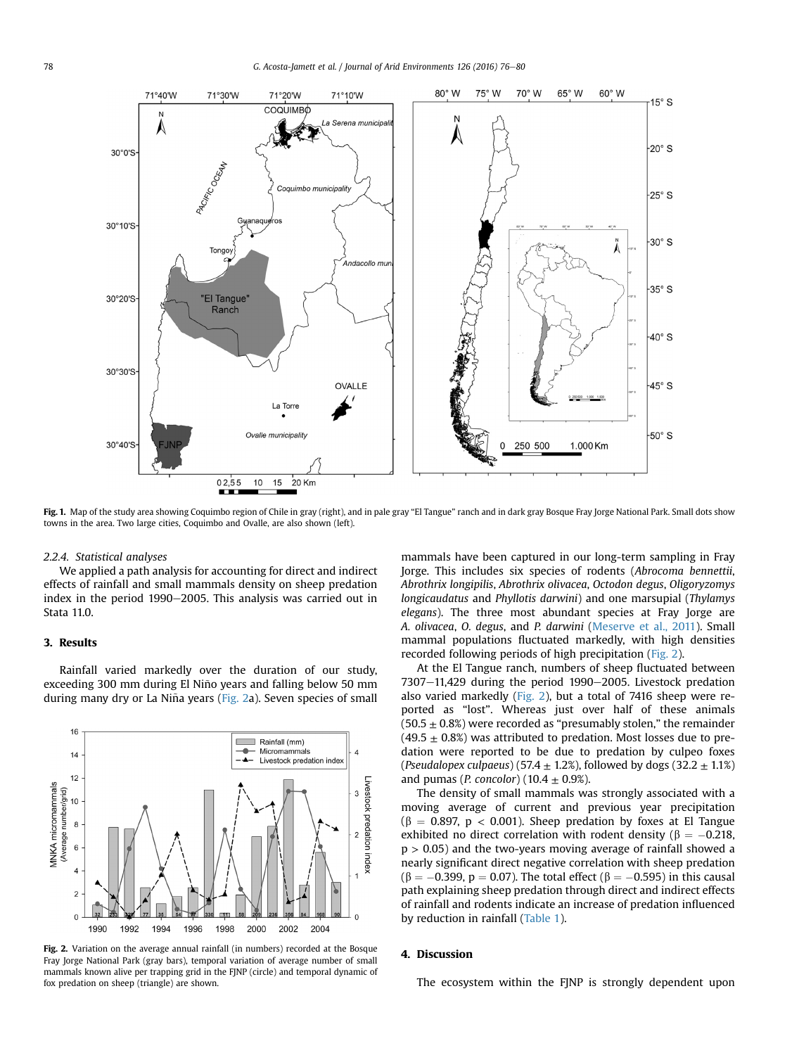Fig. 1. Map of the study area showing Coquimbo region of Chile in gray (right), and in pale gray "El Tangue" ranch and in dark gray Bosque Fray Jorge National Park. Small dots show towns in the area. Two large cities, Coquimbo and Ovalle, are also shown (left).

#### 2.2.4. Statistical analyses

We applied a path analysis for accounting for direct and indirect effects of rainfall and small mammals density on sheep predation index in the period 1990–2005. This analysis was carried out in Stata 11.0.

## 3. Results

Rainfall varied markedly over the duration of our study, exceeding 300 mm during El Niño years and falling below 50 mm during many dry or La Niña years (Fig. 2a). Seven species of small mammals have been captured in our long-term sampling in Fray Jorge. This includes six species of rodents (*Abrocoma bennettii*, *Abrothrix longipilis*, *Abrothrix olivacea*, *Octodon degus*, *Oligoryzomys longicaudatus* and *Phyllotis darwini*) and one marsupial (*Thylamys elegans*). The three most abundant species at Fray Jorge are *A. olivacea*, *O. degus*, and *P. darwini* (Meserve et al., 2011). Small mammal populations fluctuated markedly, with high densities recorded following periods of high precipitation (Fig. 2).

Fig. 2. Variation on the average annual rainfall (in numbers) recorded at the Bosque Fray Jorge National Park (gray bars), temporal variation of average number of small mammals known alive per trapping grid in the FJNP (circle) and temporal dynamic of fox predation on sheep (triangle) are shown.

At the El Tangue ranch, numbers of sheep fluctuated between 7307–11,429 during the period 1990–2005. Livestock predation also varied markedly (Fig. 2), but a total of 7416 sheep were reported as "lost". Whereas just over half of these animals ($50.5 \pm 0.8\%$) were recorded as "presumably stolen," the remainder ($49.5 \pm 0.8\%$) was attributed to predation. Most losses due to predation were reported to be due to predation by culpeo foxes (*Pseudalopex culpaeus*) ($57.4 \pm 1.2\%$), followed by dogs ($32.2 \pm 1.1\%$) and pumas (*P. concolor*) ($10.4 \pm 0.9\%$).

The density of small mammals was strongly associated with a moving average of current and previous year precipitation ($\beta = 0.897$, $p < 0.001$). Sheep predation by foxes at El Tangue exhibited no direct correlation with rodent density ($\beta = -0.218$, $p > 0.05$) and the two-years moving average of rainfall showed a nearly significant direct negative correlation with sheep predation ($\beta = -0.399$, $p = 0.07$). The total effect ($\beta = -0.595$) in this causal path explaining sheep predation through direct and indirect effects of rainfall and rodents indicate an increase of predation influenced by reduction in rainfall (Table 1).

## 4. Discussion

The ecosystem within the FJNP is strongly dependent upon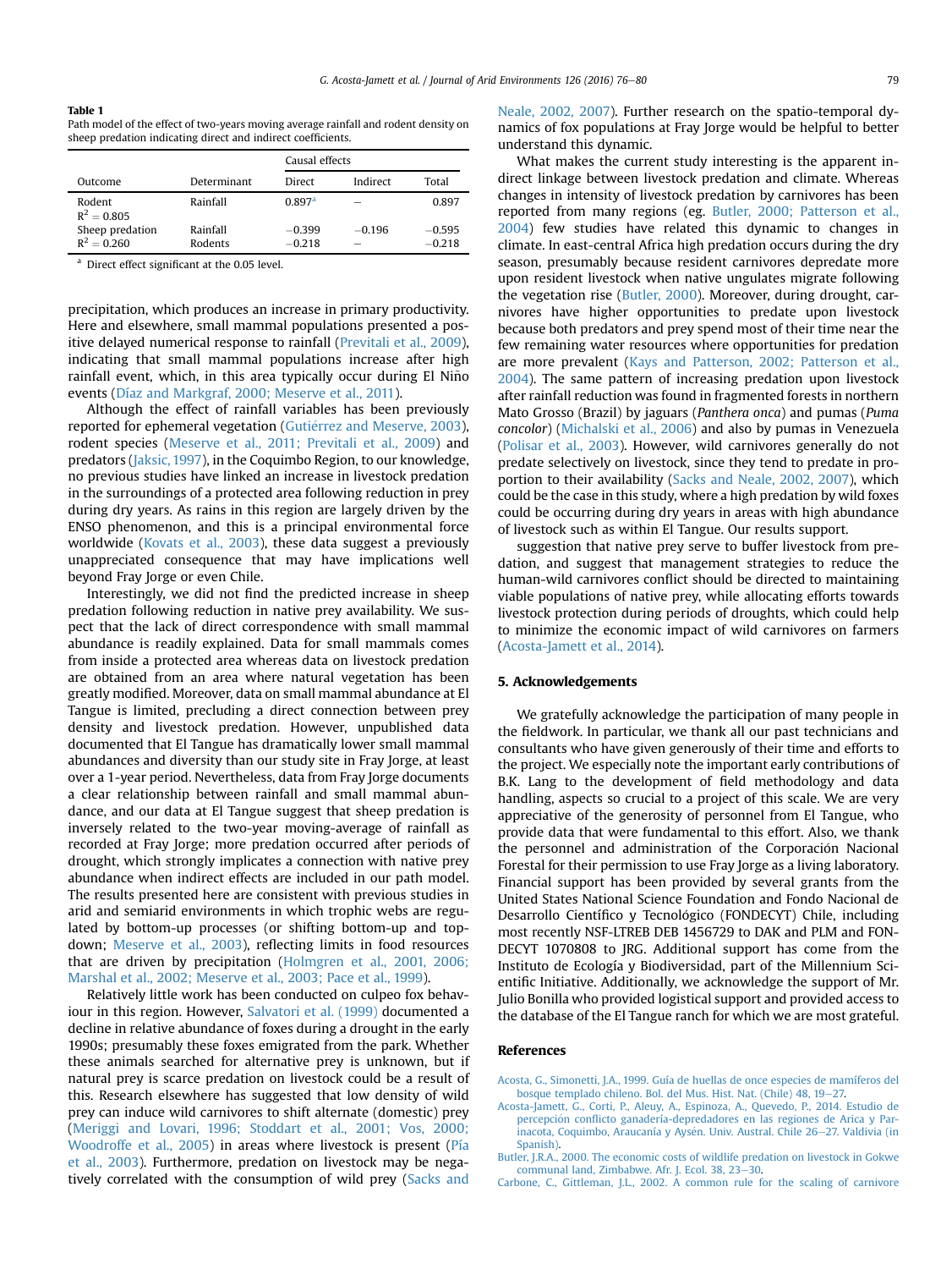**Table 1**
Path model of the effect of two-years moving average rainfall and rodent density on sheep predation indicating direct and indirect coefficients.

| Outcome | Determinant | Causal effects | | |
|---|---|---|---|---|
| | | Direct | Indirect | Total |
| Rodent $R^2 = 0.805$ | Rainfall | 0.897[a] | – | 0.897 |
| Sheep predation $R^2 = 0.260$ | Rainfall | −0.399 | −0.196 | −0.595 |
| | Rodents | −0.218 | – | −0.218 |

[a] Direct effect significant at the 0.05 level.

precipitation, which produces an increase in primary productivity. Here and elsewhere, small mammal populations presented a positive delayed numerical response to rainfall (Previtali et al., 2009), indicating that small mammal populations increase after high rainfall event, which, in this area typically occur during El Niño events (Díaz and Markgraf, 2000; Meserve et al., 2011).

Although the effect of rainfall variables has been previously reported for ephemeral vegetation (Gutiérrez and Meserve, 2003), rodent species (Meserve et al., 2011; Previtali et al., 2009) and predators (Jaksic, 1997), in the Coquimbo Region, to our knowledge, no previous studies have linked an increase in livestock predation in the surroundings of a protected area following reduction in prey during dry years. As rains in this region are largely driven by the ENSO phenomenon, and this is a principal environmental force worldwide (Kovats et al., 2003), these data suggest a previously unappreciated consequence that may have implications well beyond Fray Jorge or even Chile.

Interestingly, we did not find the predicted increase in sheep predation following reduction in native prey availability. We suspect that the lack of direct correspondence with small mammal abundance is readily explained. Data for small mammals comes from inside a protected area whereas data on livestock predation are obtained from an area where natural vegetation has been greatly modified. Moreover, data on small mammal abundance at El Tangue is limited, precluding a direct connection between prey density and livestock predation. However, unpublished data documented that El Tangue has dramatically lower small mammal abundances and diversity than our study site in Fray Jorge, at least over a 1-year period. Nevertheless, data from Fray Jorge documents a clear relationship between rainfall and small mammal abundance, and our data at El Tangue suggest that sheep predation is inversely related to the two-year moving-average of rainfall as recorded at Fray Jorge; more predation occurred after periods of drought, which strongly implicates a connection with native prey abundance when indirect effects are included in our path model. The results presented here are consistent with previous studies in arid and semiarid environments in which trophic webs are regulated by bottom-up processes (or shifting bottom-up and top-down; Meserve et al., 2003), reflecting limits in food resources that are driven by precipitation (Holmgren et al., 2001, 2006; Marshal et al., 2002; Meserve et al., 2003; Pace et al., 1999).

Relatively little work has been conducted on culpeo fox behaviour in this region. However, Salvatori et al. (1999) documented a decline in relative abundance of foxes during a drought in the early 1990s; presumably these foxes emigrated from the park. Whether these animals searched for alternative prey is unknown, but if natural prey is scarce predation on livestock could be a result of this. Research elsewhere has suggested that low density of wild prey can induce wild carnivores to shift alternate (domestic) prey (Meriggi and Lovari, 1996; Stoddart et al., 2001; Vos, 2000; Woodroffe et al., 2005) in areas where livestock is present (Pía et al., 2003). Furthermore, predation on livestock may be negatively correlated with the consumption of wild prey (Sacks and Neale, 2002, 2007). Further research on the spatio-temporal dynamics of fox populations at Fray Jorge would be helpful to better understand this dynamic.

What makes the current study interesting is the apparent indirect linkage between livestock predation and climate. Whereas changes in intensity of livestock predation by carnivores has been reported from many regions (eg. Butler, 2000; Patterson et al., 2004) few studies have related this dynamic to changes in climate. In east-central Africa high predation occurs during the dry season, presumably because resident carnivores depredate more upon resident livestock when native ungulates migrate following the vegetation rise (Butler, 2000). Moreover, during drought, carnivores have higher opportunities to predate upon livestock because both predators and prey spend most of their time near the few remaining water resources where opportunities for predation are more prevalent (Kays and Patterson, 2002; Patterson et al., 2004). The same pattern of increasing predation upon livestock after rainfall reduction was found in fragmented forests in northern Mato Grosso (Brazil) by jaguars (*Panthera onca*) and pumas (*Puma concolor*) (Michalski et al., 2006) and also by pumas in Venezuela (Polisar et al., 2003). However, wild carnivores generally do not predate selectively on livestock, since they tend to predate in proportion to their availability (Sacks and Neale, 2002, 2007), which could be the case in this study, where a high predation by wild foxes could be occurring during dry years in areas with high abundance of livestock such as within El Tangue. Our results support.

suggestion that native prey serve to buffer livestock from predation, and suggest that management strategies to reduce the human-wild carnivores conflict should be directed to maintaining viable populations of native prey, while allocating efforts towards livestock protection during periods of droughts, which could help to minimize the economic impact of wild carnivores on farmers (Acosta-Jamett et al., 2014).

## 5. Acknowledgements

We gratefully acknowledge the participation of many people in the fieldwork. In particular, we thank all our past technicians and consultants who have given generously of their time and efforts to the project. We especially note the important early contributions of B.K. Lang to the development of field methodology and data handling, aspects so crucial to a project of this scale. We are very appreciative of the generosity of personnel from El Tangue, who provide data that were fundamental to this effort. Also, we thank the personnel and administration of the Corporación Nacional Forestal for their permission to use Fray Jorge as a living laboratory. Financial support has been provided by several grants from the United States National Science Foundation and Fondo Nacional de Desarrollo Científico y Tecnológico (FONDECYT) Chile, including most recently NSF-LTREB DEB 1456729 to DAK and PLM and FONDECYT 1070808 to JRG. Additional support has come from the Instituto de Ecología y Biodiversidad, part of the Millennium Scientific Initiative. Additionally, we acknowledge the support of Mr. Julio Bonilla who provided logistical support and provided access to the database of the El Tangue ranch for which we are most grateful.

## References

Acosta, G., Simonetti, J.A., 1999. Guía de huellas de once especies de mamíferos del bosque templado chileno. Bol. del Mus. Hist. Nat. (Chile) 48, 19–27.

Acosta-Jamett, G., Corti, P., Aleuy, A., Espinoza, A., Quevedo, P., 2014. Estudio de percepción conflicto ganadería-depredadores en las regiones de Arica y Parinacota, Coquimbo, Araucanía y Aysén. Univ. Austral. Chile 26–27. Valdivia (in Spanish).

Butler, J.R.A., 2000. The economic costs of wildlife predation on livestock in Gokwe communal land, Zimbabwe. Afr. J. Ecol. 38, 23–30.

Carbone, C., Gittleman, J.L., 2002. A common rule for the scaling of carnivore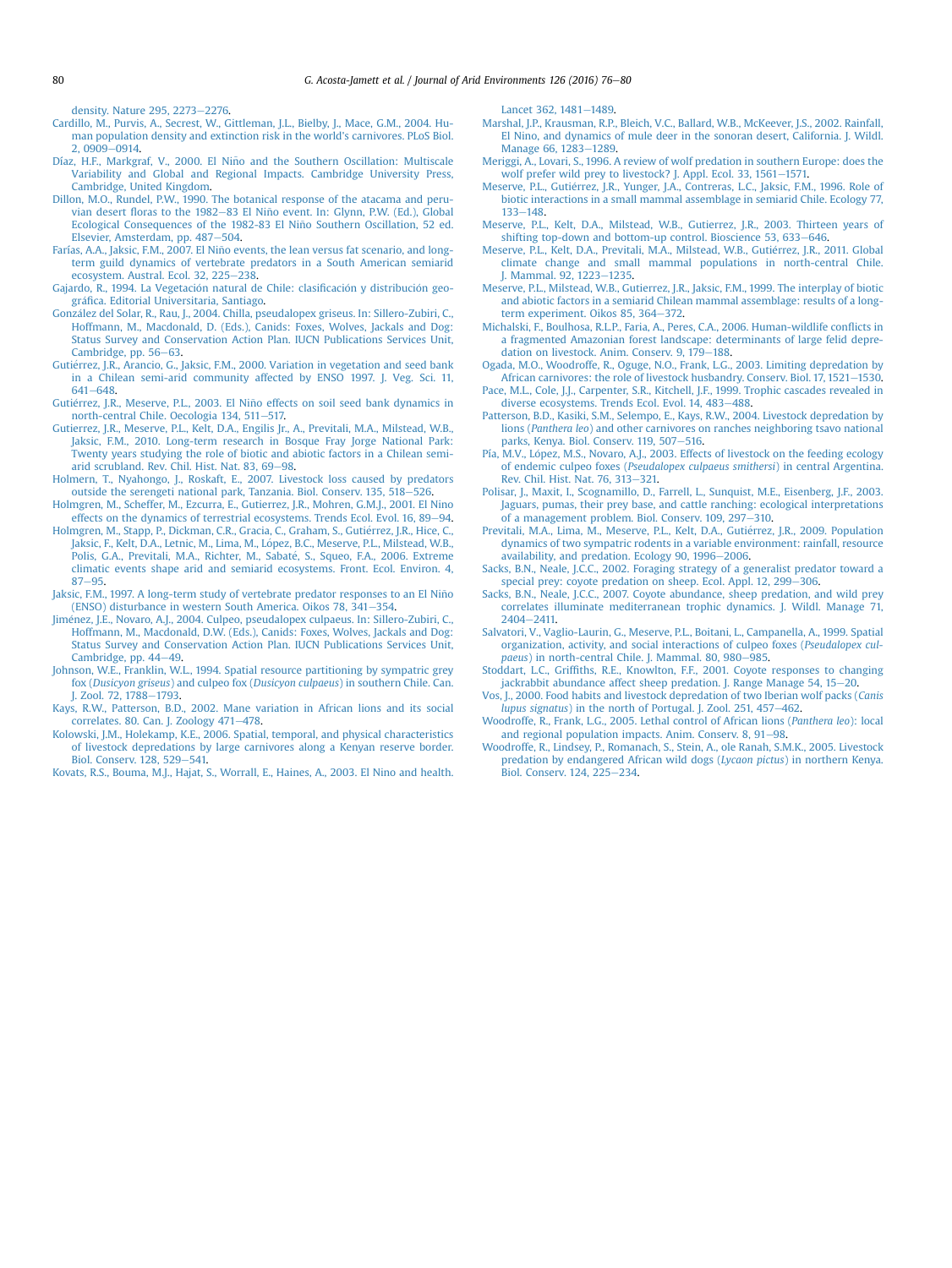density. Nature 295, 2273–2276.

Cardillo, M., Purvis, A., Secrest, W., Gittleman, J.L., Bielby, J., Mace, G.M., 2004. Human population density and extinction risk in the world's carnivores. PLoS Biol. 2, 0909–0914.

Díaz, H.F., Markgraf, V., 2000. El Niño and the Southern Oscillation: Multiscale Variability and Global and Regional Impacts. Cambridge University Press, Cambridge, United Kingdom.

Dillon, M.O., Rundel, P.W., 1990. The botanical response of the atacama and peruvian desert floras to the 1982–83 El Niño event. In: Glynn, P.W. (Ed.), Global Ecological Consequences of the 1982-83 El Niño Southern Oscillation, 52 ed. Elsevier, Amsterdam, pp. 487–504.

Farías, A.A., Jaksic, F.M., 2007. El Niño events, the lean versus fat scenario, and long-term guild dynamics of vertebrate predators in a South American semiarid ecosystem. Austral. Ecol. 32, 225–238.

Gajardo, R., 1994. La Vegetación natural de Chile: clasificación y distribución geográfica. Editorial Universitaria, Santiago.

González del Solar, R., Rau, J., 2004. Chilla, pseudalopex griseus. In: Sillero-Zubiri, C., Hoffmann, M., Macdonald, D. (Eds.), Canids: Foxes, Wolves, Jackals and Dog: Status Survey and Conservation Action Plan. IUCN Publications Services Unit, Cambridge, pp. 56–63.

Gutiérrez, J.R., Arancio, G., Jaksic, F.M., 2000. Variation in vegetation and seed bank in a Chilean semi-arid community affected by ENSO 1997. J. Veg. Sci. 11, 641–648.

Gutiérrez, J.R., Meserve, P.L., 2003. El Niño effects on soil seed bank dynamics in north-central Chile. Oecologia 134, 511–517.

Gutierrez, J.R., Meserve, P.L., Kelt, D.A., Engilis Jr., A., Previtali, M.A., Milstead, W.B., Jaksic, F.M., 2010. Long-term research in Bosque Fray Jorge National Park: Twenty years studying the role of biotic and abiotic factors in a Chilean semi-arid scrubland. Rev. Chil. Hist. Nat. 83, 69–98.

Holmern, T., Nyahongo, J., Roskaft, E., 2007. Livestock loss caused by predators outside the serengeti national park, Tanzania. Biol. Conserv. 135, 518–526.

Holmgren, M., Scheffer, M., Ezcurra, E., Gutierrez, J.R., Mohren, G.M.J., 2001. El Nino effects on the dynamics of terrestrial ecosystems. Trends Ecol. Evol. 16, 89–94.

Holmgren, M., Stapp, P., Dickman, C.R., Gracia, C., Graham, S., Gutiérrez, J.R., Hice, C., Jaksic, F., Kelt, D.A., Letnic, M., Lima, M., López, B.C., Meserve, P.L., Milstead, W.B., Polis, G.A., Previtali, M.A., Richter, M., Sabaté, S., Squeo, F.A., 2006. Extreme climatic events shape arid and semiarid ecosystems. Front. Ecol. Environ. 4, 87–95.

Jaksic, F.M., 1997. A long-term study of vertebrate predator responses to an El Niño (ENSO) disturbance in western South America. Oikos 78, 341–354.

Jiménez, J.E., Novaro, A.J., 2004. Culpeo, pseudalopex culpaeus. In: Sillero-Zubiri, C., Hoffmann, M., Macdonald, D.W. (Eds.), Canids: Foxes, Wolves, Jackals and Dog: Status Survey and Conservation Action Plan. IUCN Publications Services Unit, Cambridge, pp. 44–49.

Johnson, W.E., Franklin, W.L., 1994. Spatial resource partitioning by sympatric grey fox (*Dusicyon griseus*) and culpeo fox (*Dusicyon culpaeus*) in southern Chile. Can. J. Zool. 72, 1788–1793.

Kays, R.W., Patterson, B.D., 2002. Mane variation in African lions and its social correlates. 80. Can. J. Zoology 471–478.

Kolowski, J.M., Holekamp, K.E., 2006. Spatial, temporal, and physical characteristics of livestock depredations by large carnivores along a Kenyan reserve border. Biol. Conserv. 128, 529–541.

Kovats, R.S., Bouma, M.J., Hajat, S., Worrall, E., Haines, A., 2003. El Nino and health. Lancet 362, 1481–1489.

Marshal, J.P., Krausman, R.P., Bleich, V.C., Ballard, W.B., McKeever, J.S., 2002. Rainfall, El Nino, and dynamics of mule deer in the sonoran desert, California. J. Wildl. Manage 66, 1283–1289.

Meriggi, A., Lovari, S., 1996. A review of wolf predation in southern Europe: does the wolf prefer wild prey to livestock? J. Appl. Ecol. 33, 1561–1571.

Meserve, P.L., Gutiérrez, J.R., Yunger, J.A., Contreras, L.C., Jaksic, F.M., 1996. Role of biotic interactions in a small mammal assemblage in semiarid Chile. Ecology 77, 133–148.

Meserve, P.L., Kelt, D.A., Milstead, W.B., Gutierrez, J.R., 2003. Thirteen years of shifting top-down and bottom-up control. Bioscience 53, 633–646.

Meserve, P.L., Kelt, D.A., Previtali, M.A., Milstead, W.B., Gutiérrez, J.R., 2011. Global climate change and small mammal populations in north-central Chile. J. Mammal. 92, 1223–1235.

Meserve, P.L., Milstead, W.B., Gutierrez, J.R., Jaksic, F.M., 1999. The interplay of biotic and abiotic factors in a semiarid Chilean mammal assemblage: results of a long-term experiment. Oikos 85, 364–372.

Michalski, F., Boulhosa, R.L.P., Faria, A., Peres, C.A., 2006. Human-wildlife conflicts in a fragmented Amazonian forest landscape: determinants of large felid depredation on livestock. Anim. Conserv. 9, 179–188.

Ogada, M.O., Woodroffe, R., Oguge, N.O., Frank, L.G., 2003. Limiting depredation by African carnivores: the role of livestock husbandry. Conserv. Biol. 17, 1521–1530.

Pace, M.L., Cole, J.J., Carpenter, S.R., Kitchell, J.F., 1999. Trophic cascades revealed in diverse ecosystems. Trends Ecol. Evol. 14, 483–488.

Patterson, B.D., Kasiki, S.M., Selempo, E., Kays, R.W., 2004. Livestock depredation by lions (*Panthera leo*) and other carnivores on ranches neighboring tsavo national parks, Kenya. Biol. Conserv. 119, 507–516.

Pía, M.V., López, M.S., Novaro, A.J., 2003. Effects of livestock on the feeding ecology of endemic culpeo foxes (*Pseudalopex culpaeus smithersi*) in central Argentina. Rev. Chil. Hist. Nat. 76, 313–321.

Polisar, J., Maxit, I., Scognamillo, D., Farrell, L., Sunquist, M.E., Eisenberg, J.F., 2003. Jaguars, pumas, their prey base, and cattle ranching: ecological interpretations of a management problem. Biol. Conserv. 109, 297–310.

Previtali, M.A., Lima, M., Meserve, P.L., Kelt, D.A., Gutiérrez, J.R., 2009. Population dynamics of two sympatric rodents in a variable environment: rainfall, resource availability, and predation. Ecology 90, 1996–2006.

Sacks, B.N., Neale, J.C.C., 2002. Foraging strategy of a generalist predator toward a special prey: coyote predation on sheep. Ecol. Appl. 12, 299–306.

Sacks, B.N., Neale, J.C.C., 2007. Coyote abundance, sheep predation, and wild prey correlates illuminate mediterranean trophic dynamics. J. Wildl. Manage 71, 2404–2411.

Salvatori, V., Vaglio-Laurin, G., Meserve, P.L., Boitani, L., Campanella, A., 1999. Spatial organization, activity, and social interactions of culpeo foxes (*Pseudalopex culpaeus*) in north-central Chile. J. Mammal. 80, 980–985.

Stoddart, L.C., Griffiths, R.E., Knowlton, F.F., 2001. Coyote responses to changing jackrabbit abundance affect sheep predation. J. Range Manage 54, 15–20.

Vos, J., 2000. Food habits and livestock depredation of two Iberian wolf packs (*Canis lupus signatus*) in the north of Portugal. J. Zool. 251, 457–462.

Woodroffe, R., Frank, L.G., 2005. Lethal control of African lions (*Panthera leo*): local and regional population impacts. Anim. Conserv. 8, 91–98.

Woodroffe, R., Lindsey, P., Romanach, S., Stein, A., ole Ranah, S.M.K., 2005. Livestock predation by endangered African wild dogs (*Lycaon pictus*) in northern Kenya. Biol. Conserv. 124, 225–234.